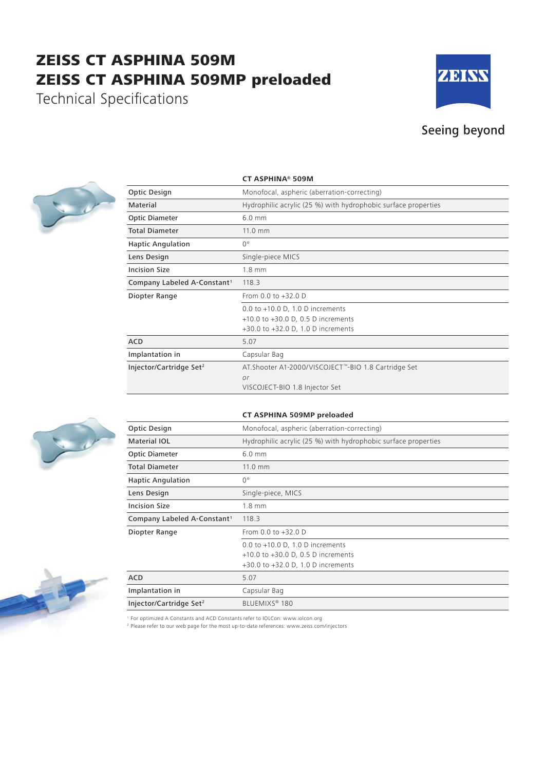# ZEISS CT ASPHINA 509M
# ZEISS CT ASPHINA 509MP preloaded

Technical Specifications

Seeing beyond

| | CT ASPHINA® 509M |
|---|---|
| Optic Design | Monofocal, aspheric (aberration-correcting) |
| Material | Hydrophilic acrylic (25 %) with hydrophobic surface properties |
| Optic Diameter | 6.0 mm |
| Total Diameter | 11.0 mm |
| Haptic Angulation | 0° |
| Lens Design | Single-piece MICS |
| Incision Size | 1.8 mm |
| Company Labeled A-Constant[1] | 118.3 |
| Diopter Range | From 0.0 to +32.0 D |
| | 0.0 to +10.0 D, 1.0 D increments<br>+10.0 to +30.0 D, 0.5 D increments<br>+30.0 to +32.0 D, 1.0 D increments |
| ACD | 5.07 |
| Implantation in | Capsular Bag |
| Injector/Cartridge Set[2] | AT.Shooter A1-2000/VISCOJECT™-BIO 1.8 Cartridge Set<br>*or*<br>VISCOJECT-BIO 1.8 Injector Set |

| | CT ASPHINA 509MP preloaded |
|---|---|
| Optic Design | Monofocal, aspheric (aberration-correcting) |
| Material IOL | Hydrophilic acrylic (25 %) with hydrophobic surface properties |
| Optic Diameter | 6.0 mm |
| Total Diameter | 11.0 mm |
| Haptic Angulation | 0° |
| Lens Design | Single-piece, MICS |
| Incision Size | 1.8 mm |
| Company Labeled A-Constant[1] | 118.3 |
| Diopter Range | From 0.0 to +32.0 D |
| | 0.0 to +10.0 D, 1.0 D increments<br>+10.0 to +30.0 D, 0.5 D increments<br>+30.0 to +32.0 D, 1.0 D increments |
| ACD | 5.07 |
| Implantation in | Capsular Bag |
| Injector/Cartridge Set[2] | BLUEMIXS® 180 |

[1] For optimized A Constants and ACD Constants refer to IOLCon: www.iolcon.org
[2] Please refer to our web page for the most up-to-date references: www.zeiss.com/injectors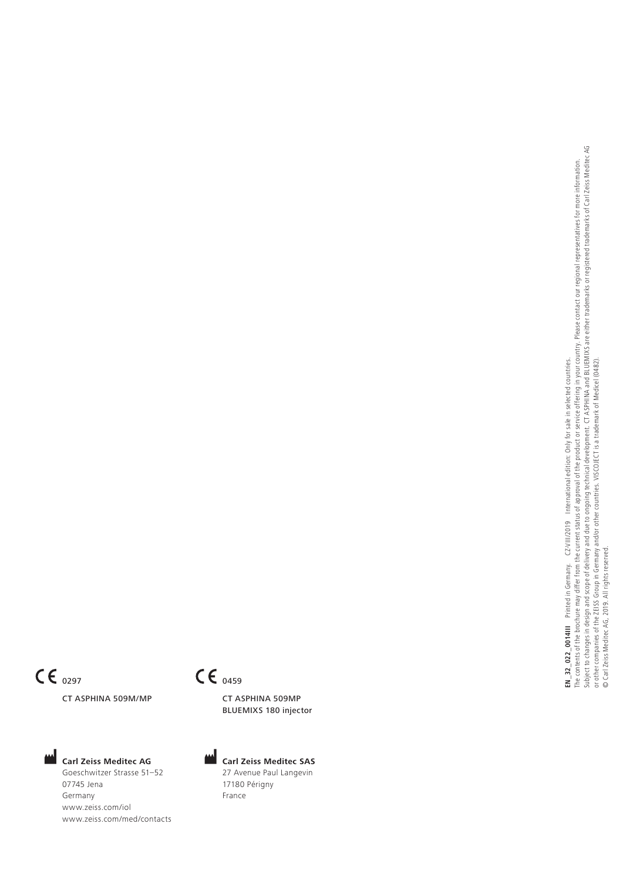CE 0297

CT ASPHINA 509M/MP

CE 0459

CT ASPHINA 509MP
BLUEMIXS 180 injector

**Carl Zeiss Meditec AG**
Goeschwitzer Strasse 51–52
07745 Jena
Germany
www.zeiss.com/iol
www.zeiss.com/med/contacts

**Carl Zeiss Meditec SAS**
27 Avenue Paul Langevin
17180 Périgny
France

**EN_32_022_0014III** Printed in Germany. CZ-VIII/2019 International edition: Only for sale in selected countries.
The contents of the brochure may differ from the current status of approval of the product or service offering in your country. Please contact our regional representatives for more information.
Subject to changes in design and scope of delivery and due to ongoing technical development. CT ASPHINA and BLUEMIXS are either trademarks or registered trademarks of Carl Zeiss Meditec AG or other companies of the ZEISS Group in Germany and/or other countries. VISCOJECT is a trademark of Medicel (0482).
© Carl Zeiss Meditec AG, 2019. All rights reserved.